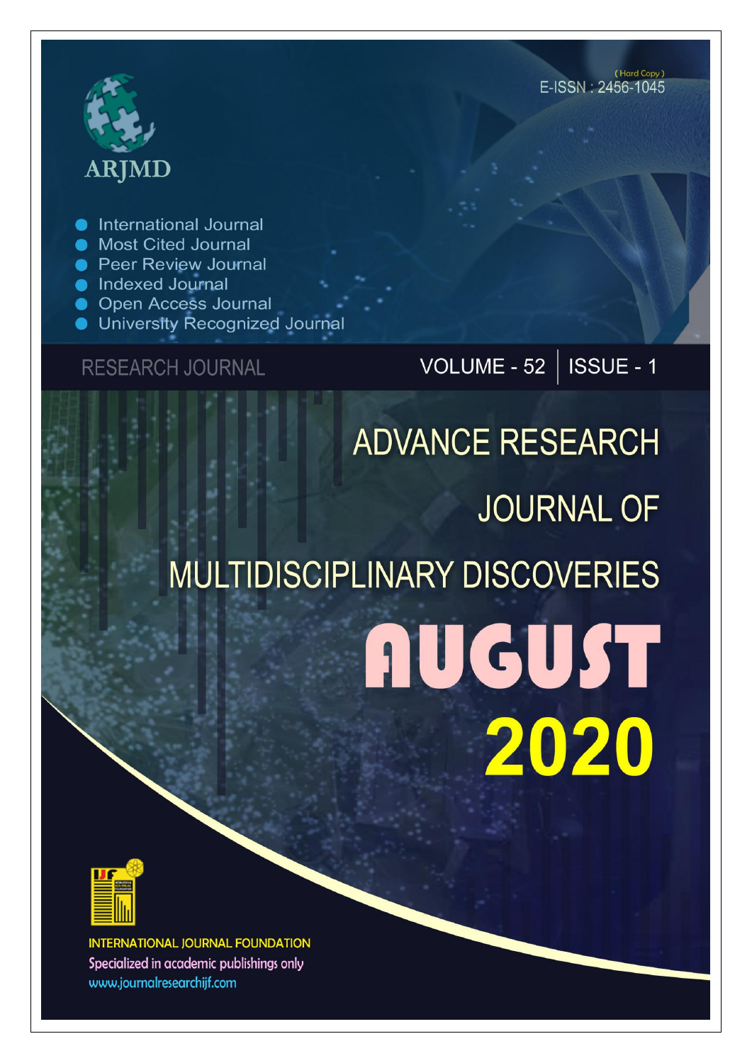ARJMD

(Hard Copy)
E-ISSN : 2456-1045

- International Journal
- Most Cited Journal
- Peer Review Journal
- Indexed Journal
- Open Access Journal
- University Recognized Journal

RESEARCH JOURNAL

VOLUME - 52 | ISSUE - 1

# ADVANCE RESEARCH JOURNAL OF MULTIDISCIPLINARY DISCOVERIES

# AUGUST 2020

INTERNATIONAL JOURNAL FOUNDATION

Specialized in academic publishings only

www.journalresearchijf.com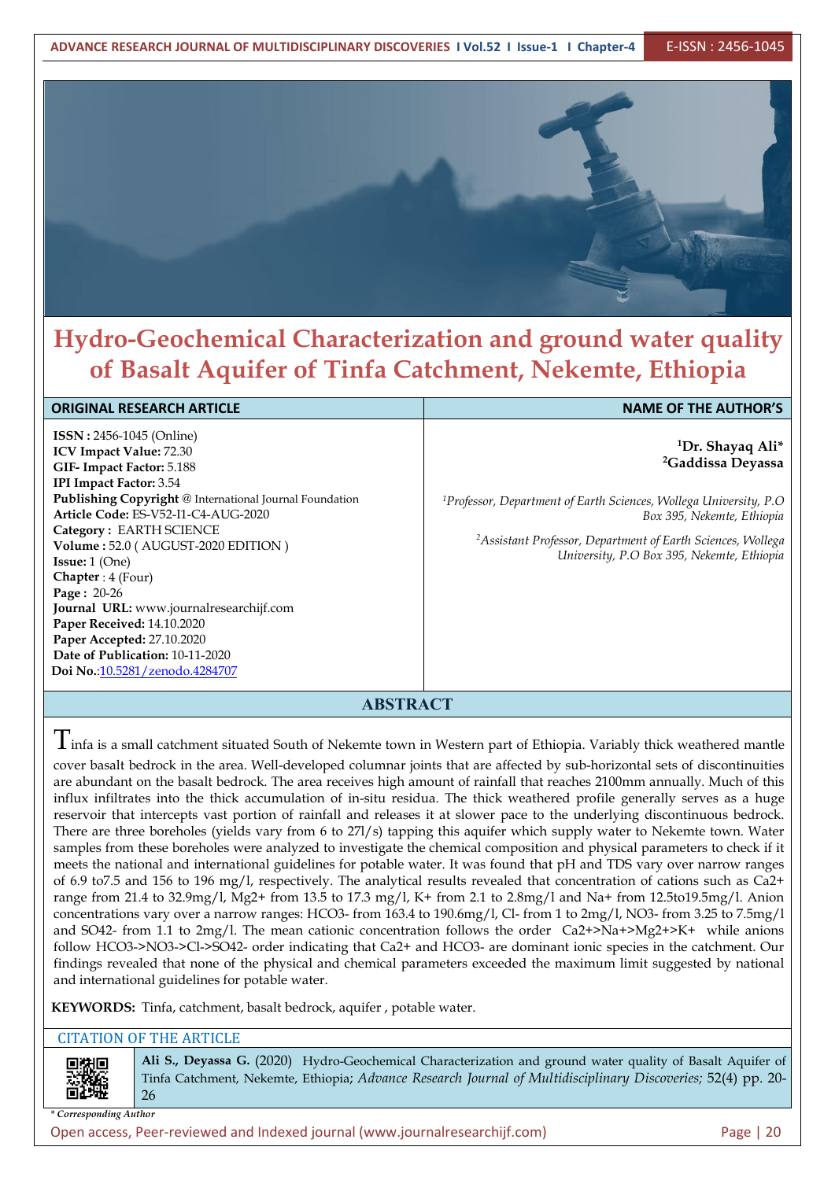# Hydro-Geochemical Characterization and ground water quality of Basalt Aquifer of Tinfa Catchment, Nekemte, Ethiopia

| ORIGINAL RESEARCH ARTICLE | NAME OF THE AUTHOR'S |
|---|---|
| **ISSN :** 2456-1045 (Online)<br>**ICV Impact Value:** 72.30<br>**GIF- Impact Factor:** 5.188<br>**IPI Impact Factor:** 3.54<br>**Publishing Copyright** @ International Journal Foundation<br>**Article Code:** ES-V52-I1-C4-AUG-2020<br>**Category :** EARTH SCIENCE<br>**Volume :** 52.0 ( AUGUST-2020 EDITION )<br>**Issue:** 1 (One)<br>**Chapter** : 4 (Four)<br>**Page :** 20-26<br>**Journal URL:** www.journalresearchijf.com<br>**Paper Received:** 14.10.2020<br>**Paper Accepted:** 27.10.2020<br>**Date of Publication:** 10-11-2020<br>**Doi No.**:10.5281/zenodo.4284707 | **[1]Dr. Shayaq Ali***<br>**[2]Gaddissa Deyassa**<br><br>*[1]Professor, Department of Earth Sciences, Wollega University, P.O Box 395, Nekemte, Ethiopia*<br><br>*[2]Assistant Professor, Department of Earth Sciences, Wollega University, P.O Box 395, Nekemte, Ethiopia* |

## ABSTRACT

Tinfa is a small catchment situated South of Nekemte town in Western part of Ethiopia. Variably thick weathered mantle cover basalt bedrock in the area. Well-developed columnar joints that are affected by sub-horizontal sets of discontinuities are abundant on the basalt bedrock. The area receives high amount of rainfall that reaches 2100mm annually. Much of this influx infiltrates into the thick accumulation of in-situ residua. The thick weathered profile generally serves as a huge reservoir that intercepts vast portion of rainfall and releases it at slower pace to the underlying discontinuous bedrock. There are three boreholes (yields vary from 6 to 27l/s) tapping this aquifer which supply water to Nekemte town. Water samples from these boreholes were analyzed to investigate the chemical composition and physical parameters to check if it meets the national and international guidelines for potable water. It was found that pH and TDS vary over narrow ranges of 6.9 to7.5 and 156 to 196 mg/l, respectively. The analytical results revealed that concentration of cations such as $Ca^{2+}$ range from 21.4 to 32.9mg/l, $Mg^{2+}$ from 13.5 to 17.3 mg/l, $K^+$ from 2.1 to 2.8mg/l and $Na^+$ from 12.5to19.5mg/l. Anion concentrations vary over a narrow ranges: $HCO_3^-$ from 163.4 to 190.6mg/l, $Cl^-$ from 1 to 2mg/l, $NO_3^-$ from 3.25 to 7.5mg/l and $SO_4^{2-}$ from 1.1 to 2mg/l. The mean cationic concentration follows the order $Ca^{2+} > Na^+ > Mg^{2+} > K^+$ while anions follow $HCO_3^- > NO_3^- > Cl^- > SO_4^{2-}$ order indicating that $Ca^{2+}$ and $HCO_3^-$ are dominant ionic species in the catchment. Our findings revealed that none of the physical and chemical parameters exceeded the maximum limit suggested by national and international guidelines for potable water.

**KEYWORDS:** Tinfa, catchment, basalt bedrock, aquifer , potable water.

CITATION OF THE ARTICLE

**Ali S., Deyassa G.** (2020) Hydro-Geochemical Characterization and ground water quality of Basalt Aquifer of Tinfa Catchment, Nekemte, Ethiopia; *Advance Research Journal of Multidisciplinary Discoveries;* 52(4) pp. 20-26

*\* Corresponding Author*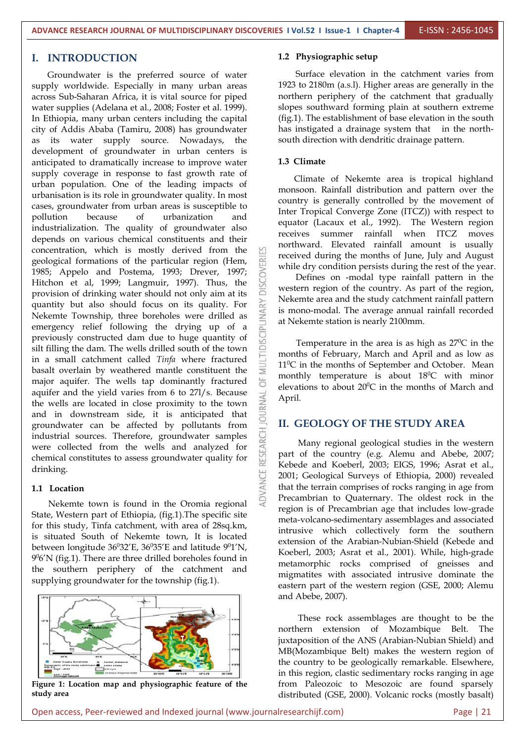# I. INTRODUCTION

Groundwater is the preferred source of water supply worldwide. Especially in many urban areas across Sub-Saharan Africa, it is vital source for piped water supplies (Adelana et al., 2008; Foster et al. 1999). In Ethiopia, many urban centers including the capital city of Addis Ababa (Tamiru, 2008) has groundwater as its water supply source. Nowadays, the development of groundwater in urban centers is anticipated to dramatically increase to improve water supply coverage in response to fast growth rate of urban population. One of the leading impacts of urbanisation is its role in groundwater quality. In most cases, groundwater from urban areas is susceptible to pollution because of urbanization and industrialization. The quality of groundwater also depends on various chemical constituents and their concentration, which is mostly derived from the geological formations of the particular region (Hem, 1985; Appelo and Postema, 1993; Drever, 1997; Hitchon et al, 1999; Langmuir, 1997). Thus, the provision of drinking water should not only aim at its quantity but also should focus on its quality. For Nekemte Township, three boreholes were drilled as emergency relief following the drying up of a previously constructed dam due to huge quantity of silt filling the dam. The wells drilled south of the town in a small catchment called *Tinfa* where fractured basalt overlain by weathered mantle constituent the major aquifer. The wells tap dominantly fractured aquifer and the yield varies from 6 to 27l/s. Because the wells are located in close proximity to the town and in downstream side, it is anticipated that groundwater can be affected by pollutants from industrial sources. Therefore, groundwater samples were collected from the wells and analyzed for chemical constitutes to assess groundwater quality for drinking.

## 1.1 Location

Nekemte town is found in the Oromia regional State, Western part of Ethiopia, (fig.1).The specific site for this study, Tinfa catchment, with area of 28sq.km, is situated South of Nekemte town, It is located between longitude 36$^0$32′E, 36$^0$35′E and latitude 9$^0$1′N, 9$^0$6′N (fig.1). There are three drilled boreholes found in the southern periphery of the catchment and supplying groundwater for the township (fig.1).

**Figure 1: Location map and physiographic feature of the study area**

## 1.2 Physiographic setup

Surface elevation in the catchment varies from 1923 to 2180m (a.s.l). Higher areas are generally in the northern periphery of the catchment that gradually slopes southward forming plain at southern extreme (fig.1). The establishment of base elevation in the south has instigated a drainage system that in the north-south direction with dendritic drainage pattern.

## 1.3 Climate

Climate of Nekemte area is tropical highland monsoon. Rainfall distribution and pattern over the country is generally controlled by the movement of Inter Tropical Converge Zone (ITCZ)) with respect to equator (Lacaux et al., 1992). The Western region receives summer rainfall when ITCZ moves northward. Elevated rainfall amount is usually received during the months of June, July and August while dry condition persists during the rest of the year.

Defines on -modal type rainfall pattern in the western region of the country. As part of the region, Nekemte area and the study catchment rainfall pattern is mono-modal. The average annual rainfall recorded at Nekemte station is nearly 2100mm.

Temperature in the area is as high as 27$^0$C in the months of February, March and April and as low as 11$^0$C in the months of September and October. Mean monthly temperature is about 18$^0$C with minor elevations to about 20$^0$C in the months of March and April.

# II. GEOLOGY OF THE STUDY AREA

Many regional geological studies in the western part of the country (e.g. Alemu and Abebe, 2007; Kebede and Koeberl, 2003; EIGS, 1996; Asrat et al., 2001; Geological Surveys of Ethiopia, 2000) revealed that the terrain comprises of rocks ranging in age from Precambrian to Quaternary. The oldest rock in the region is of Precambrian age that includes low-grade meta-volcano-sedimentary assemblages and associated intrusive which collectively form the southern extension of the Arabian-Nubian-Shield (Kebede and Koeberl, 2003; Asrat et al., 2001). While, high-grade metamorphic rocks comprised of gneisses and migmatites with associated intrusive dominate the eastern part of the western region (GSE, 2000; Alemu and Abebe, 2007).

These rock assemblages are thought to be the northern extension of Mozambique Belt. The juxtaposition of the ANS (Arabian-Nubian Shield) and MB(Mozambique Belt) makes the western region of the country to be geologically remarkable. Elsewhere, in this region, clastic sedimentary rocks ranging in age from Paleozoic to Mesozoic are found sparsely distributed (GSE, 2000). Volcanic rocks (mostly basalt)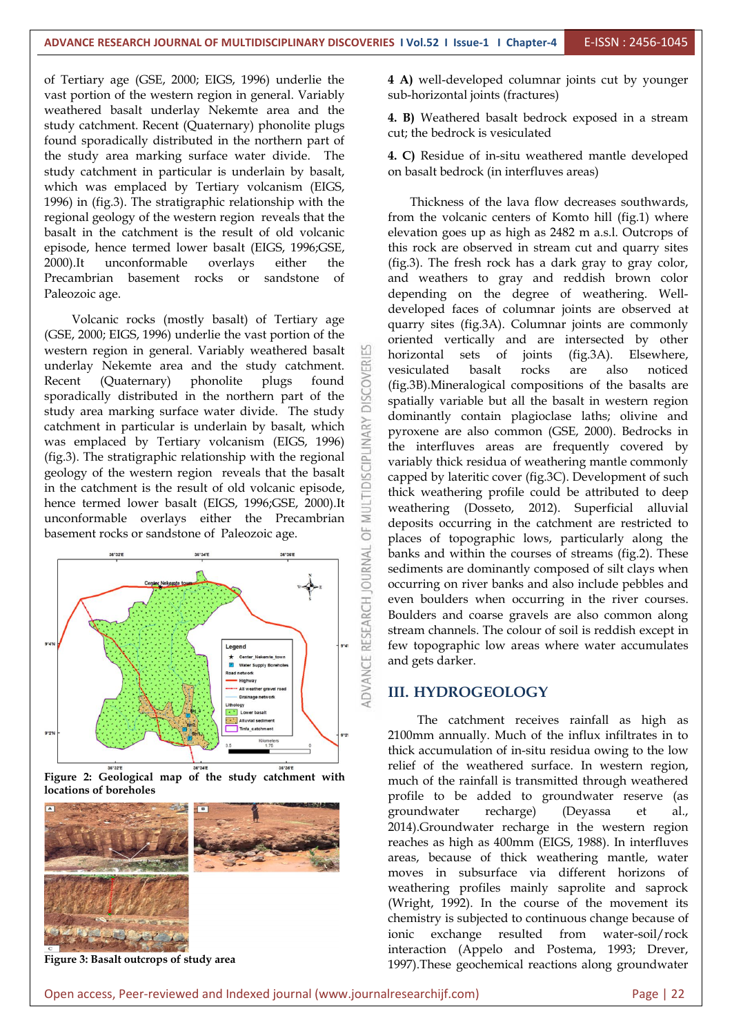of Tertiary age (GSE, 2000; EIGS, 1996) underlie the vast portion of the western region in general. Variably weathered basalt underlay Nekemte area and the study catchment. Recent (Quaternary) phonolite plugs found sporadically distributed in the northern part of the study area marking surface water divide. The study catchment in particular is underlain by basalt, which was emplaced by Tertiary volcanism (EIGS, 1996) in (fig.3). The stratigraphic relationship with the regional geology of the western region reveals that the basalt in the catchment is the result of old volcanic episode, hence termed lower basalt (EIGS, 1996;GSE, 2000).It unconformable overlays either the Precambrian basement rocks or sandstone of Paleozoic age.

Volcanic rocks (mostly basalt) of Tertiary age (GSE, 2000; EIGS, 1996) underlie the vast portion of the western region in general. Variably weathered basalt underlay Nekemte area and the study catchment. Recent (Quaternary) phonolite plugs found sporadically distributed in the northern part of the study area marking surface water divide. The study catchment in particular is underlain by basalt, which was emplaced by Tertiary volcanism (EIGS, 1996) (fig.3). The stratigraphic relationship with the regional geology of the western region reveals that the basalt in the catchment is the result of old volcanic episode, hence termed lower basalt (EIGS, 1996;GSE, 2000).It unconformable overlays either the Precambrian basement rocks or sandstone of Paleozoic age.

**Figure 2: Geological map of the study catchment with locations of boreholes**

**Figure 3: Basalt outcrops of study area**

**4 A)** well-developed columnar joints cut by younger sub-horizontal joints (fractures)

**4. B)** Weathered basalt bedrock exposed in a stream cut; the bedrock is vesiculated

**4. C)** Residue of in-situ weathered mantle developed on basalt bedrock (in interfluves areas)

Thickness of the lava flow decreases southwards, from the volcanic centers of Komto hill (fig.1) where elevation goes up as high as 2482 m a.s.l. Outcrops of this rock are observed in stream cut and quarry sites (fig.3). The fresh rock has a dark gray to gray color, and weathers to gray and reddish brown color depending on the degree of weathering. Well-developed faces of columnar joints are observed at quarry sites (fig.3A). Columnar joints are commonly oriented vertically and are intersected by other horizontal sets of joints (fig.3A). Elsewhere, vesiculated basalt rocks are also noticed (fig.3B).Mineralogical compositions of the basalts are spatially variable but all the basalt in western region dominantly contain plagioclase laths; olivine and pyroxene are also common (GSE, 2000). Bedrocks in the interfluves areas are frequently covered by variably thick residua of weathering mantle commonly capped by lateritic cover (fig.3C). Development of such thick weathering profile could be attributed to deep weathering (Dosseto, 2012). Superficial alluvial deposits occurring in the catchment are restricted to places of topographic lows, particularly along the banks and within the courses of streams (fig.2). These sediments are dominantly composed of silt clays when occurring on river banks and also include pebbles and even boulders when occurring in the river courses. Boulders and coarse gravels are also common along stream channels. The colour of soil is reddish except in few topographic low areas where water accumulates and gets darker.

## III. HYDROGEOLOGY

The catchment receives rainfall as high as 2100mm annually. Much of the influx infiltrates in to thick accumulation of in-situ residua owing to the low relief of the weathered surface. In western region, much of the rainfall is transmitted through weathered profile to be added to groundwater reserve (as groundwater recharge) (Deyassa et al., 2014).Groundwater recharge in the western region reaches as high as 400mm (EIGS, 1988). In interfluves areas, because of thick weathering mantle, water moves in subsurface via different horizons of weathering profiles mainly saprolite and saprock (Wright, 1992). In the course of the movement its chemistry is subjected to continuous change because of ionic exchange resulted from water-soil/rock interaction (Appelo and Postema, 1993; Drever, 1997).These geochemical reactions along groundwater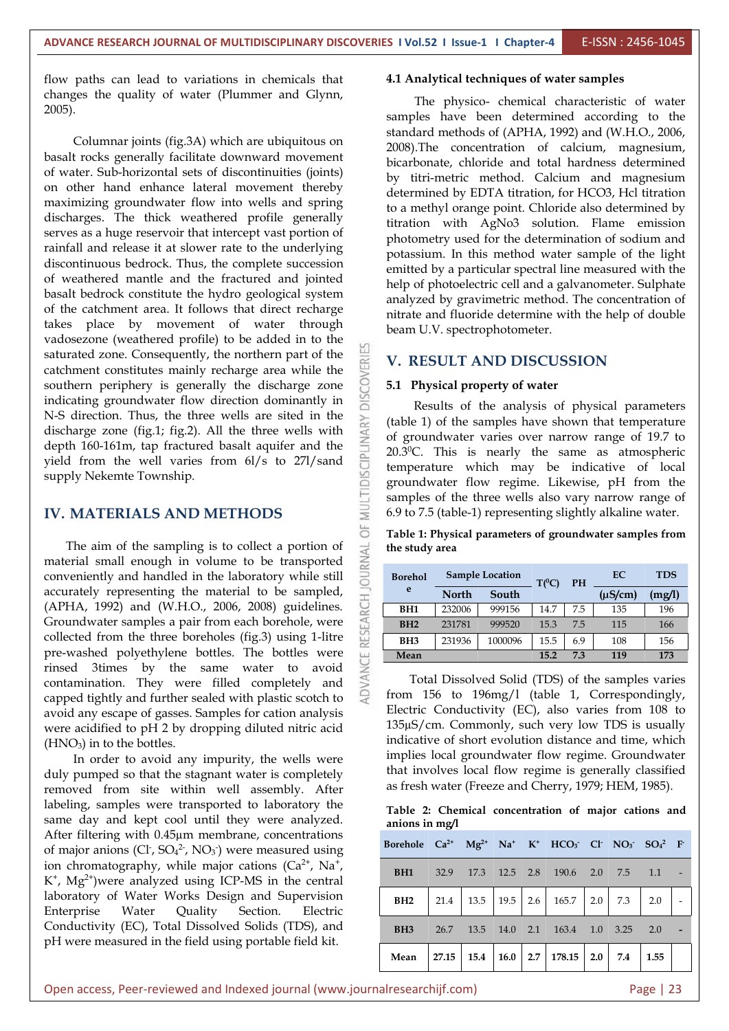flow paths can lead to variations in chemicals that changes the quality of water (Plummer and Glynn, 2005).

Columnar joints (fig.3A) which are ubiquitous on basalt rocks generally facilitate downward movement of water. Sub-horizontal sets of discontinuities (joints) on other hand enhance lateral movement thereby maximizing groundwater flow into wells and spring discharges. The thick weathered profile generally serves as a huge reservoir that intercept vast portion of rainfall and release it at slower rate to the underlying discontinuous bedrock. Thus, the complete succession of weathered mantle and the fractured and jointed basalt bedrock constitute the hydro geological system of the catchment area. It follows that direct recharge takes place by movement of water through vadosezone (weathered profile) to be added in to the saturated zone. Consequently, the northern part of the catchment constitutes mainly recharge area while the southern periphery is generally the discharge zone indicating groundwater flow direction dominantly in N-S direction. Thus, the three wells are sited in the discharge zone (fig.1; fig.2). All the three wells with depth 160-161m, tap fractured basalt aquifer and the yield from the well varies from 6l/s to 27l/sand supply Nekemte Township.

## IV. MATERIALS AND METHODS

The aim of the sampling is to collect a portion of material small enough in volume to be transported conveniently and handled in the laboratory while still accurately representing the material to be sampled, (APHA, 1992) and (W.H.O., 2006, 2008) guidelines. Groundwater samples a pair from each borehole, were collected from the three boreholes (fig.3) using 1-litre pre-washed polyethylene bottles. The bottles were rinsed 3times by the same water to avoid contamination. They were filled completely and capped tightly and further sealed with plastic scotch to avoid any escape of gasses. Samples for cation analysis were acidified to pH 2 by dropping diluted nitric acid ($HNO_3$) in to the bottles.

In order to avoid any impurity, the wells were duly pumped so that the stagnant water is completely removed from site within well assembly. After labeling, samples were transported to laboratory the same day and kept cool until they were analyzed. After filtering with 0.45µm membrane, concentrations of major anions ($Cl^-$, $SO_4^{2-}$, $NO_3^-$) were measured using ion chromatography, while major cations ($Ca^{2+}$, $Na^+$, $K^+$, $Mg^{2+}$)were analyzed using ICP-MS in the central laboratory of Water Works Design and Supervision Enterprise Water Quality Section. Electric Conductivity (EC), Total Dissolved Solids (TDS), and pH were measured in the field using portable field kit.

### 4.1 Analytical techniques of water samples

The physico- chemical characteristic of water samples have been determined according to the standard methods of (APHA, 1992) and (W.H.O., 2006, 2008).The concentration of calcium, magnesium, bicarbonate, chloride and total hardness determined by titri-metric method. Calcium and magnesium determined by EDTA titration, for HCO3, Hcl titration to a methyl orange point. Chloride also determined by titration with AgNo3 solution. Flame emission photometry used for the determination of sodium and potassium. In this method water sample of the light emitted by a particular spectral line measured with the help of photoelectric cell and a galvanometer. Sulphate analyzed by gravimetric method. The concentration of nitrate and fluoride determine with the help of double beam U.V. spectrophotometer.

## V. RESULT AND DISCUSSION

### 5.1 Physical property of water

Results of the analysis of physical parameters (table 1) of the samples have shown that temperature of groundwater varies over narrow range of 19.7 to 20.3$^0$C. This is nearly the same as atmospheric temperature which may be indicative of local groundwater flow regime. Likewise, pH from the samples of the three wells also vary narrow range of 6.9 to 7.5 (table-1) representing slightly alkaline water.

**Table 1: Physical parameters of groundwater samples from the study area**

| Borehole | Sample Location | | T($^0$C) | PH | EC | TDS |
|---|---|---|---|---|---|---|
| | North | South | | | (µS/cm) | (mg/l) |
| BH1 | 232006 | 999156 | 14.7 | 7.5 | 135 | 196 |
| BH2 | 231781 | 999520 | 15.3 | 7.5 | 115 | 166 |
| BH3 | 231936 | 1000096 | 15.5 | 6.9 | 108 | 156 |
| Mean | | | 15.2 | 7.3 | 119 | 173 |

Total Dissolved Solid (TDS) of the samples varies from 156 to 196mg/l (table 1, Correspondingly, Electric Conductivity (EC), also varies from 108 to 135µS/cm. Commonly, such very low TDS is usually indicative of short evolution distance and time, which implies local groundwater flow regime. Groundwater that involves local flow regime is generally classified as fresh water (Freeze and Cherry, 1979; HEM, 1985).

**Table 2: Chemical concentration of major cations and anions in mg/l**

| Borehole | $Ca^{2+}$ | $Mg^{2+}$ | $Na^+$ | $K^+$ | $HCO_3^-$ | $Cl^-$ | $NO_3^-$ | $SO_4^{2}$ | $F^-$ |
|---|---|---|---|---|---|---|---|---|---|
| BH1 | 32.9 | 17.3 | 12.5 | 2.8 | 190.6 | 2.0 | 7.5 | 1.1 | - |
| BH2 | 21.4 | 13.5 | 19.5 | 2.6 | 165.7 | 2.0 | 7.3 | 2.0 | - |
| BH3 | 26.7 | 13.5 | 14.0 | 2.1 | 163.4 | 1.0 | 3.25 | 2.0 | - |
| Mean | 27.15 | 15.4 | 16.0 | 2.7 | 178.15 | 2.0 | 7.4 | 1.55 | |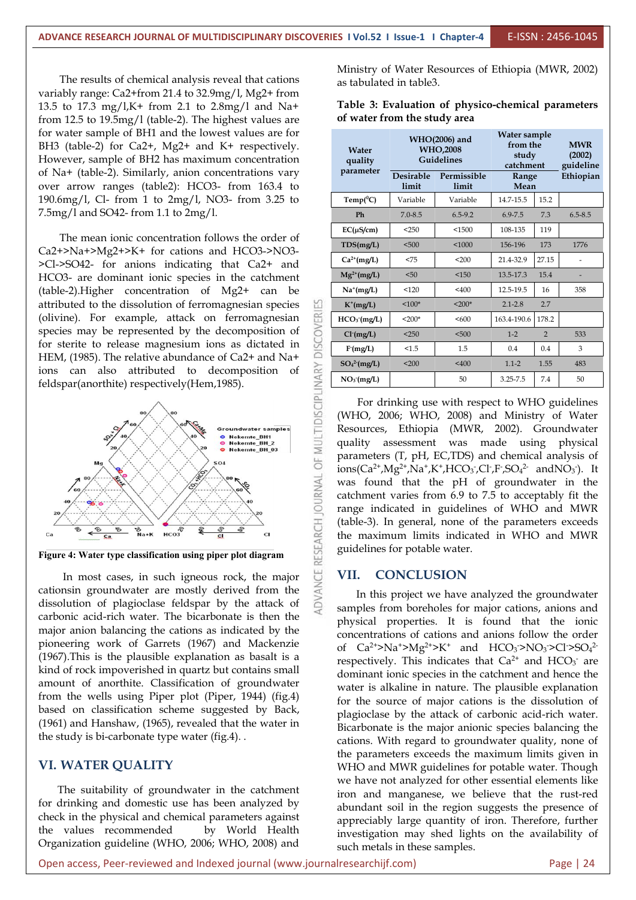The results of chemical analysis reveal that cations variably range: Ca2+from 21.4 to 32.9mg/l, Mg2+ from 13.5 to 17.3 mg/l,K+ from 2.1 to 2.8mg/l and Na+ from 12.5 to 19.5mg/l (table-2). The highest values are for water sample of BH1 and the lowest values are for BH3 (table-2) for Ca2+, Mg2+ and K+ respectively. However, sample of BH2 has maximum concentration of Na+ (table-2). Similarly, anion concentrations vary over arrow ranges (table2): HCO3- from 163.4 to 190.6mg/l, Cl- from 1 to 2mg/l, NO3- from 3.25 to 7.5mg/l and SO42- from 1.1 to 2mg/l.

The mean ionic concentration follows the order of Ca2+>Na+>Mg2+>K+ for cations and HCO3->NO3->Cl->SO42- for anions indicating that Ca2+ and HCO3- are dominant ionic species in the catchment (table-2).Higher concentration of Mg2+ can be attributed to the dissolution of ferromagnesian species (olivine). For example, attack on ferromagnesian species may be represented by the decomposition of for sterite to release magnesium ions as dictated in HEM, (1985). The relative abundance of Ca2+ and Na+ ions can also attributed to decomposition of feldspar(anorthite) respectively(Hem,1985).

**Figure 4: Water type classification using piper plot diagram**

In most cases, in such igneous rock, the major cationsin groundwater are mostly derived from the dissolution of plagioclase feldspar by the attack of carbonic acid-rich water. The bicarbonate is then the major anion balancing the cations as indicated by the pioneering work of Garrets (1967) and Mackenzie (1967).This is the plausible explanation as basalt is a kind of rock impoverished in quartz but contains small amount of anorthite. Classification of groundwater from the wells using Piper plot (Piper, 1944) (fig.4) based on classification scheme suggested by Back, (1961) and Hanshaw, (1965), revealed that the water in the study is bi-carbonate type water (fig.4). .

## VI. WATER QUALITY

The suitability of groundwater in the catchment for drinking and domestic use has been analyzed by check in the physical and chemical parameters against the values recommended by World Health Organization guideline (WHO, 2006; WHO, 2008) and Ministry of Water Resources of Ethiopia (MWR, 2002) as tabulated in table3.

**Table 3: Evaluation of physico-chemical parameters of water from the study area**

| Water quality parameter | WHO(2006) and WHO,2008 Guidelines | | Water sample from the study catchment | | MWR (2002) guideline Ethiopian |
|---|---|---|---|---|---|
| | Desirable limit | Permissible limit | Range | Mean | |
| Temp(°C) | Variable | Variable | 14.7-15.5 | 15.2 | |
| Ph | 7.0-8.5 | 6.5-9.2 | 6.9-7.5 | 7.3 | 6.5-8.5 |
| EC(μS/cm) | <250 | <1500 | 108-135 | 119 | |
| TDS(mg/L) | <500 | <1000 | 156-196 | 173 | 1776 |
| $Ca^{2+}$(mg/L) | <75 | <200 | 21.4-32.9 | 27.15 | - |
| $Mg^{2+}$(mg/L) | <50 | <150 | 13.5-17.3 | 15.4 | - |
| $Na^{+}$(mg/L) | <120 | <400 | 12.5-19.5 | 16 | 358 |
| $K^{+}$(mg/L) | <100* | <200* | 2.1-2.8 | 2.7 | |
| $HCO_3^-$(mg/L) | <200* | <600 | 163.4-190.6 | 178.2 | |
| $Cl^-$(mg/L) | <250 | <500 | 1-2 | 2 | 533 |
| $F^-$(mg/L) | <1.5 | 1.5 | 0.4 | 0.4 | 3 |
| $SO_4^{2-}$(mg/L) | <200 | <400 | 1.1-2 | 1.55 | 483 |
| $NO_3^-$(mg/L) | | 50 | 3.25-7.5 | 7.4 | 50 |

For drinking use with respect to WHO guidelines (WHO, 2006; WHO, 2008) and Ministry of Water Resources, Ethiopia (MWR, 2002). Groundwater quality assessment was made using physical parameters (T, pH, EC,TDS) and chemical analysis of ions($Ca^{2+}$,$Mg^{2+}$,$Na^{+}$,$K^{+}$,$HCO_3^-$,$Cl^-$,$F^-$,$SO_4^{2-}$ and$NO_3^-$). It was found that the pH of groundwater in the catchment varies from 6.9 to 7.5 to acceptably fit the range indicated in guidelines of WHO and MWR (table-3). In general, none of the parameters exceeds the maximum limits indicated in WHO and MWR guidelines for potable water.

## VII. CONCLUSION

In this project we have analyzed the groundwater samples from boreholes for major cations, anions and physical properties. It is found that the ionic concentrations of cations and anions follow the order of $Ca^{2+}$>$Na^{+}$>$Mg^{2+}$>$K^{+}$ and $HCO_3^-$>$NO_3^-$>$Cl^-$>$SO_4^{2-}$ respectively. This indicates that $Ca^{2+}$ and $HCO_3^-$ are dominant ionic species in the catchment and hence the water is alkaline in nature. The plausible explanation for the source of major cations is the dissolution of plagioclase by the attack of carbonic acid-rich water. Bicarbonate is the major anionic species balancing the cations. With regard to groundwater quality, none of the parameters exceeds the maximum limits given in WHO and MWR guidelines for potable water. Though we have not analyzed for other essential elements like iron and manganese, we believe that the rust-red abundant soil in the region suggests the presence of appreciably large quantity of iron. Therefore, further investigation may shed lights on the availability of such metals in these samples.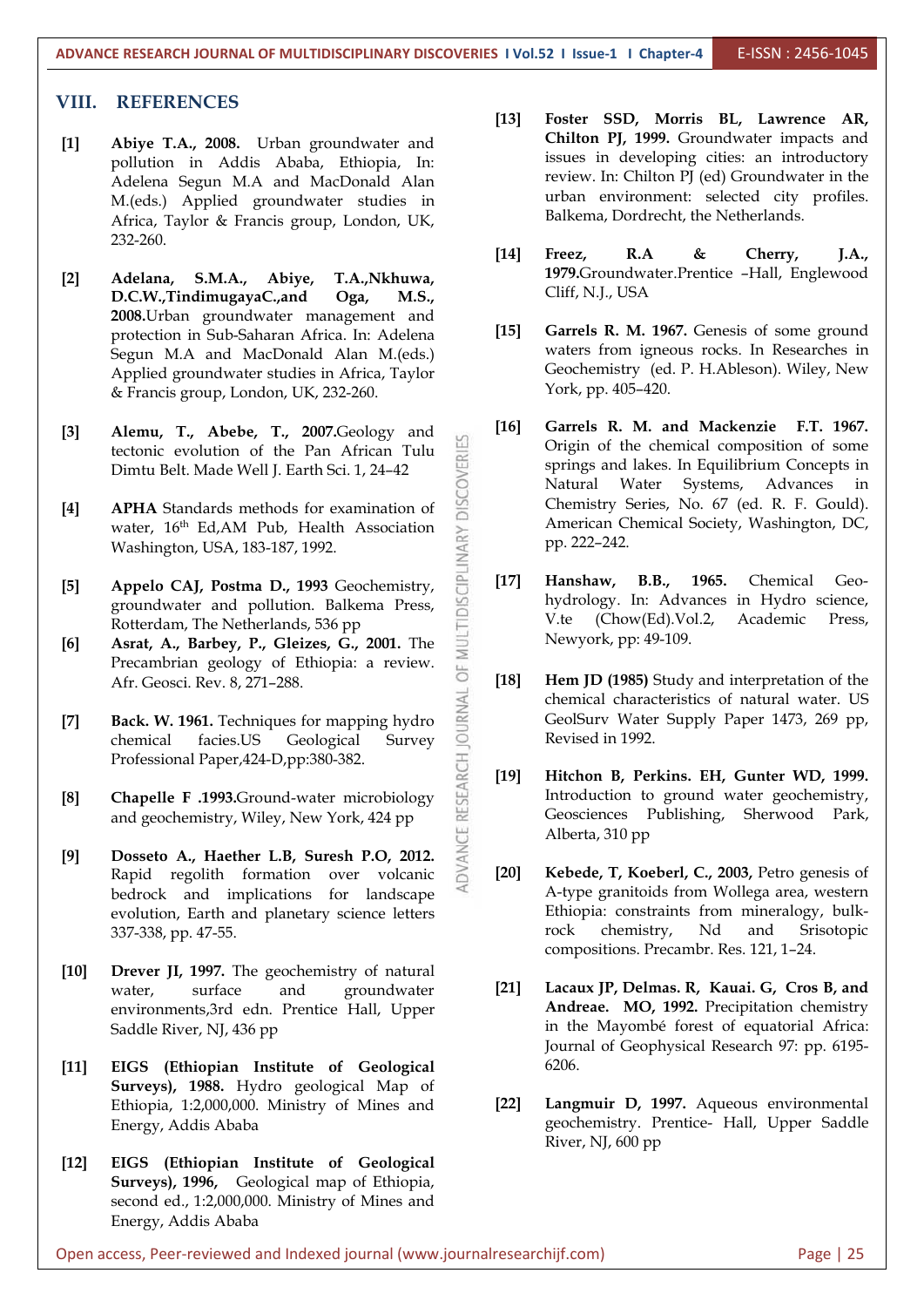## VIII. REFERENCES

[1] **Abiye T.A., 2008.** Urban groundwater and pollution in Addis Ababa, Ethiopia, In: Adelena Segun M.A and MacDonald Alan M.(eds.) Applied groundwater studies in Africa, Taylor & Francis group, London, UK, 232-260.

[2] **Adelana, S.M.A., Abiye, T.A.,Nkhuwa, D.C.W.,TindimugayaC.,and Oga, M.S., 2008.**Urban groundwater management and protection in Sub-Saharan Africa. In: Adelena Segun M.A and MacDonald Alan M.(eds.) Applied groundwater studies in Africa, Taylor & Francis group, London, UK, 232-260.

[3] **Alemu, T., Abebe, T., 2007.**Geology and tectonic evolution of the Pan African Tulu Dimtu Belt. Made Well J. Earth Sci. 1, 24–42

[4] **APHA** Standards methods for examination of water, 16th Ed,AM Pub, Health Association Washington, USA, 183-187, 1992.

[5] **Appelo CAJ, Postma D., 1993** Geochemistry, groundwater and pollution. Balkema Press, Rotterdam, The Netherlands, 536 pp

[6] **Asrat, A., Barbey, P., Gleizes, G., 2001.** The Precambrian geology of Ethiopia: a review. Afr. Geosci. Rev. 8, 271–288.

[7] **Back. W. 1961.** Techniques for mapping hydro chemical facies.US Geological Survey Professional Paper,424-D,pp:380-382.

[8] **Chapelle F .1993.**Ground-water microbiology and geochemistry, Wiley, New York, 424 pp

[9] **Dosseto A., Haether L.B, Suresh P.O, 2012.** Rapid regolith formation over volcanic bedrock and implications for landscape evolution, Earth and planetary science letters 337-338, pp. 47-55.

[10] **Drever JI, 1997.** The geochemistry of natural water, surface and groundwater environments,3rd edn. Prentice Hall, Upper Saddle River, NJ, 436 pp

[11] **EIGS (Ethiopian Institute of Geological Surveys), 1988.** Hydro geological Map of Ethiopia, 1:2,000,000. Ministry of Mines and Energy, Addis Ababa

[12] **EIGS (Ethiopian Institute of Geological Surveys), 1996,** Geological map of Ethiopia, second ed., 1:2,000,000. Ministry of Mines and Energy, Addis Ababa

[13] **Foster SSD, Morris BL, Lawrence AR, Chilton PJ, 1999.** Groundwater impacts and issues in developing cities: an introductory review. In: Chilton PJ (ed) Groundwater in the urban environment: selected city profiles. Balkema, Dordrecht, the Netherlands.

[14] **Freez, R.A & Cherry, J.A., 1979.**Groundwater.Prentice –Hall, Englewood Cliff, N.J., USA

[15] **Garrels R. M. 1967.** Genesis of some ground waters from igneous rocks. In Researches in Geochemistry (ed. P. H.Ableson). Wiley, New York, pp. 405–420.

[16] **Garrels R. M. and Mackenzie F.T. 1967.** Origin of the chemical composition of some springs and lakes. In Equilibrium Concepts in Natural Water Systems, Advances in Chemistry Series, No. 67 (ed. R. F. Gould). American Chemical Society, Washington, DC, pp. 222–242.

[17] **Hanshaw, B.B., 1965.** Chemical Geo-hydrology. In: Advances in Hydro science, V.te (Chow(Ed).Vol.2, Academic Press, Newyork, pp: 49-109.

[18] **Hem JD (1985)** Study and interpretation of the chemical characteristics of natural water. US GeolSurv Water Supply Paper 1473, 269 pp, Revised in 1992.

[19] **Hitchon B, Perkins. EH, Gunter WD, 1999.** Introduction to ground water geochemistry, Geosciences Publishing, Sherwood Park, Alberta, 310 pp

[20] **Kebede, T, Koeberl, C., 2003,** Petro genesis of A-type granitoids from Wollega area, western Ethiopia: constraints from mineralogy, bulk-rock chemistry, Nd and Srisotopic compositions. Precambr. Res. 121, 1–24.

[21] **Lacaux JP, Delmas. R, Kauai. G, Cros B, and Andreae. MO, 1992.** Precipitation chemistry in the Mayombé forest of equatorial Africa: Journal of Geophysical Research 97: pp. 6195-6206.

[22] **Langmuir D, 1997.** Aqueous environmental geochemistry. Prentice- Hall, Upper Saddle River, NJ, 600 pp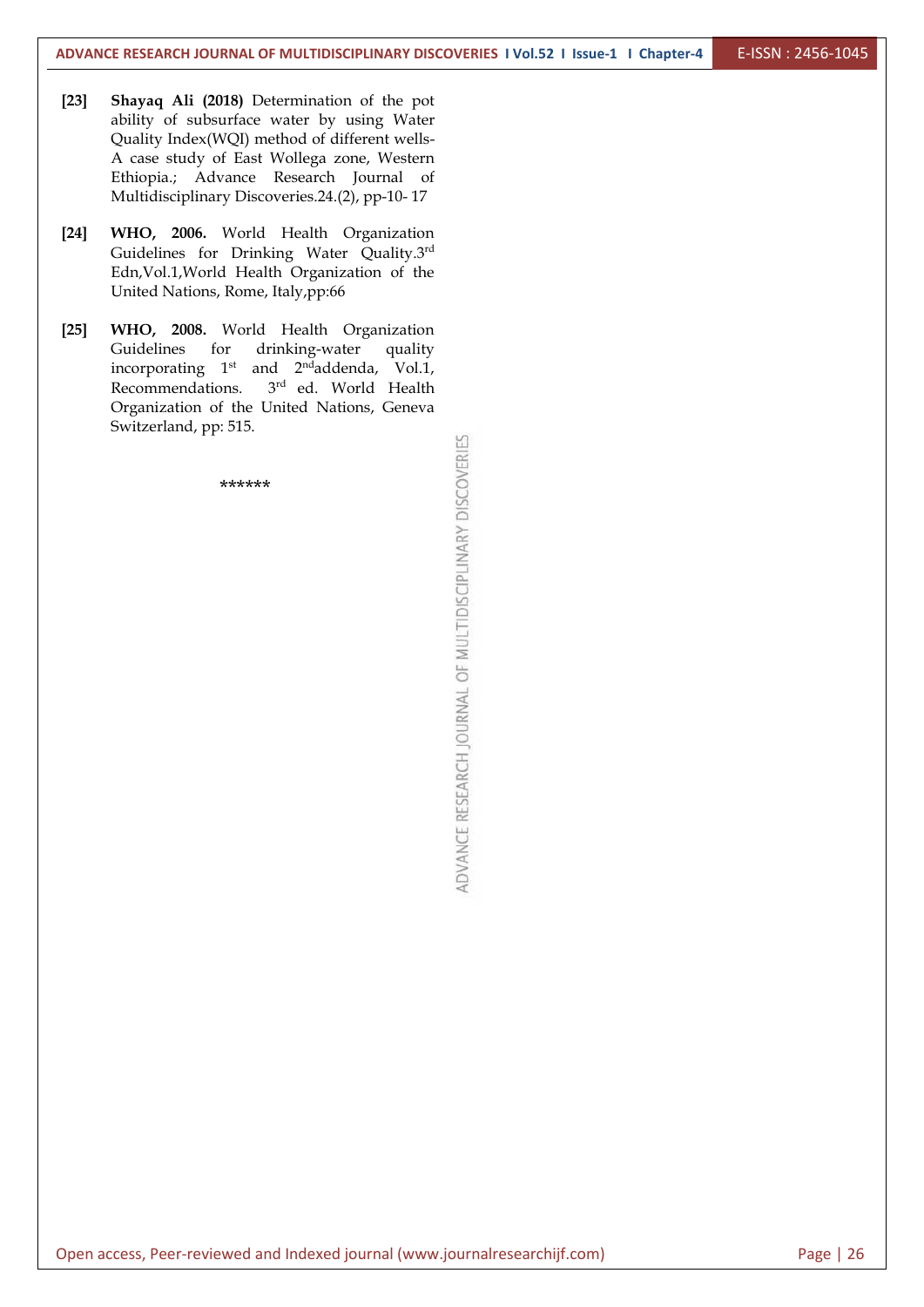[23] **Shayaq Ali (2018)** Determination of the pot ability of subsurface water by using Water Quality Index(WQI) method of different wells- A case study of East Wollega zone, Western Ethiopia.; Advance Research Journal of Multidisciplinary Discoveries.24.(2), pp-10- 17

[24] **WHO, 2006.** World Health Organization Guidelines for Drinking Water Quality.3rd Edn,Vol.1,World Health Organization of the United Nations, Rome, Italy,pp:66

[25] **WHO, 2008.** World Health Organization Guidelines for drinking-water quality incorporating 1st and 2nd addenda, Vol.1, Recommendations. 3rd ed. World Health Organization of the United Nations, Geneva Switzerland, pp: 515.

******